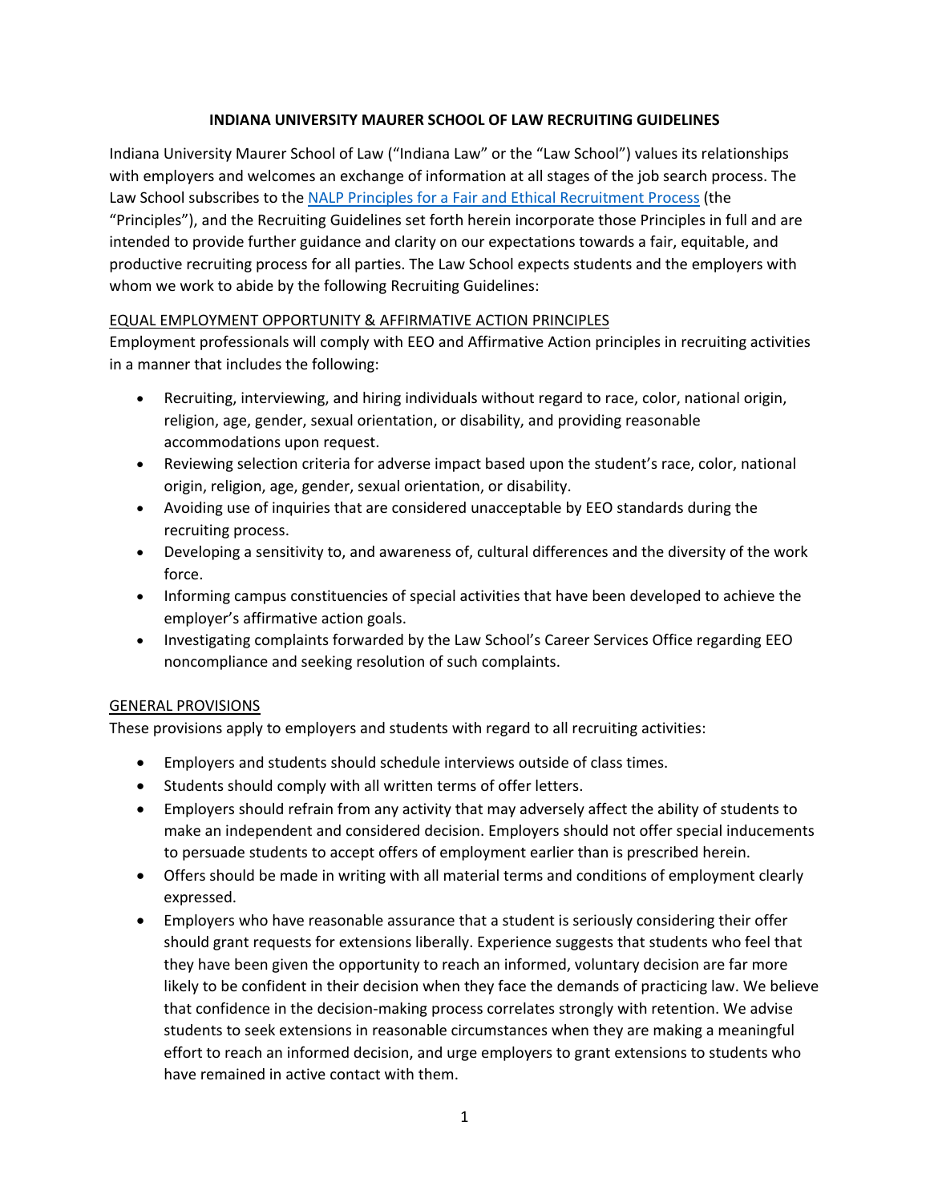**INDIANA UNIVERSITY MAURER SCHOOL OF LAW RECRUITING GUIDELINES**

Indiana University Maurer School of Law ("Indiana Law" or the "Law School") values its relationships with employers and welcomes an exchange of information at all stages of the job search process. The Law School subscribes to the [NALP Principles for a Fair and Ethical Recruitment Process]() (the "Principles"), and the Recruiting Guidelines set forth herein incorporate those Principles in full and are intended to provide further guidance and clarity on our expectations towards a fair, equitable, and productive recruiting process for all parties. The Law School expects students and the employers with whom we work to abide by the following Recruiting Guidelines:

EQUAL EMPLOYMENT OPPORTUNITY & AFFIRMATIVE ACTION PRINCIPLES

Employment professionals will comply with EEO and Affirmative Action principles in recruiting activities in a manner that includes the following:

- Recruiting, interviewing, and hiring individuals without regard to race, color, national origin, religion, age, gender, sexual orientation, or disability, and providing reasonable accommodations upon request.
- Reviewing selection criteria for adverse impact based upon the student's race, color, national origin, religion, age, gender, sexual orientation, or disability.
- Avoiding use of inquiries that are considered unacceptable by EEO standards during the recruiting process.
- Developing a sensitivity to, and awareness of, cultural differences and the diversity of the work force.
- Informing campus constituencies of special activities that have been developed to achieve the employer's affirmative action goals.
- Investigating complaints forwarded by the Law School's Career Services Office regarding EEO noncompliance and seeking resolution of such complaints.

GENERAL PROVISIONS

These provisions apply to employers and students with regard to all recruiting activities:

- Employers and students should schedule interviews outside of class times.
- Students should comply with all written terms of offer letters.
- Employers should refrain from any activity that may adversely affect the ability of students to make an independent and considered decision. Employers should not offer special inducements to persuade students to accept offers of employment earlier than is prescribed herein.
- Offers should be made in writing with all material terms and conditions of employment clearly expressed.
- Employers who have reasonable assurance that a student is seriously considering their offer should grant requests for extensions liberally. Experience suggests that students who feel that they have been given the opportunity to reach an informed, voluntary decision are far more likely to be confident in their decision when they face the demands of practicing law. We believe that confidence in the decision-making process correlates strongly with retention. We advise students to seek extensions in reasonable circumstances when they are making a meaningful effort to reach an informed decision, and urge employers to grant extensions to students who have remained in active contact with them.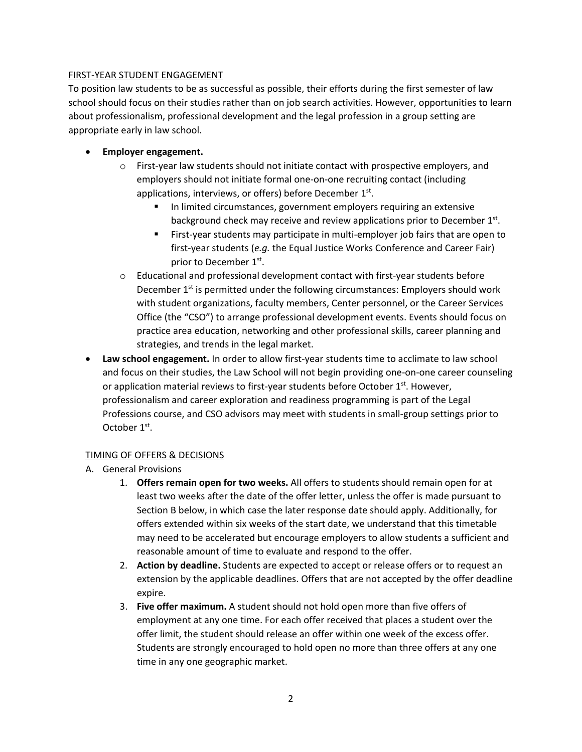## FIRST-YEAR STUDENT ENGAGEMENT

To position law students to be as successful as possible, their efforts during the first semester of law school should focus on their studies rather than on job search activities. However, opportunities to learn about professionalism, professional development and the legal profession in a group setting are appropriate early in law school.

- **Employer engagement.**
  - First-year law students should not initiate contact with prospective employers, and employers should not initiate formal one-on-one recruiting contact (including applications, interviews, or offers) before December 1st.
    - In limited circumstances, government employers requiring an extensive background check may receive and review applications prior to December 1st.
    - First-year students may participate in multi-employer job fairs that are open to first-year students (*e.g.* the Equal Justice Works Conference and Career Fair) prior to December 1st.
  - Educational and professional development contact with first-year students before December 1st is permitted under the following circumstances: Employers should work with student organizations, faculty members, Center personnel, or the Career Services Office (the "CSO") to arrange professional development events. Events should focus on practice area education, networking and other professional skills, career planning and strategies, and trends in the legal market.
- **Law school engagement.** In order to allow first-year students time to acclimate to law school and focus on their studies, the Law School will not begin providing one-on-one career counseling or application material reviews to first-year students before October 1st. However, professionalism and career exploration and readiness programming is part of the Legal Professions course, and CSO advisors may meet with students in small-group settings prior to October 1st.

## TIMING OF OFFERS & DECISIONS

A. General Provisions

1. **Offers remain open for two weeks.** All offers to students should remain open for at least two weeks after the date of the offer letter, unless the offer is made pursuant to Section B below, in which case the later response date should apply. Additionally, for offers extended within six weeks of the start date, we understand that this timetable may need to be accelerated but encourage employers to allow students a sufficient and reasonable amount of time to evaluate and respond to the offer.
2. **Action by deadline.** Students are expected to accept or release offers or to request an extension by the applicable deadlines. Offers that are not accepted by the offer deadline expire.
3. **Five offer maximum.** A student should not hold open more than five offers of employment at any one time. For each offer received that places a student over the offer limit, the student should release an offer within one week of the excess offer. Students are strongly encouraged to hold open no more than three offers at any one time in any one geographic market.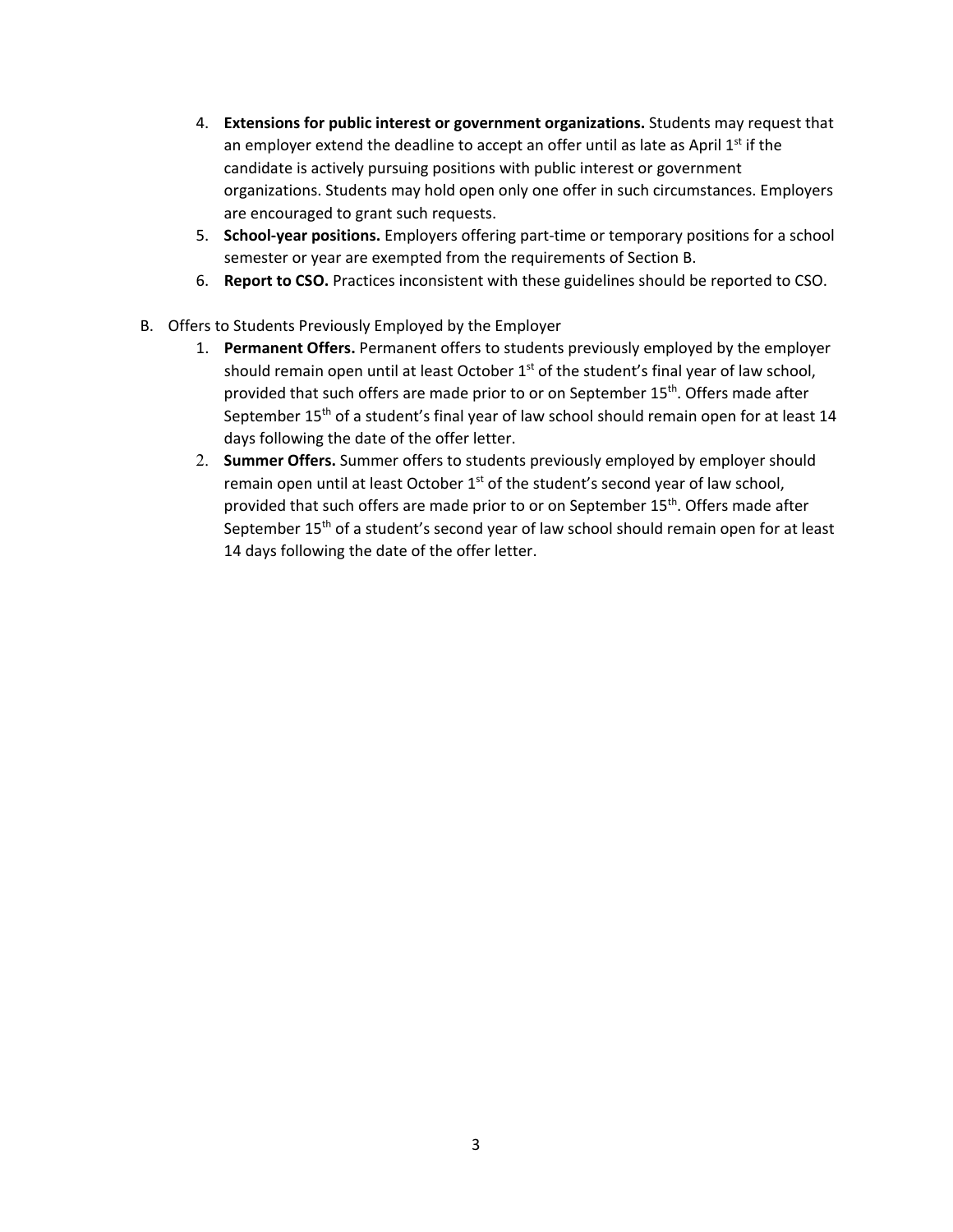4. **Extensions for public interest or government organizations.** Students may request that an employer extend the deadline to accept an offer until as late as April 1st if the candidate is actively pursuing positions with public interest or government organizations. Students may hold open only one offer in such circumstances. Employers are encouraged to grant such requests.
5. **School-year positions.** Employers offering part-time or temporary positions for a school semester or year are exempted from the requirements of Section B.
6. **Report to CSO.** Practices inconsistent with these guidelines should be reported to CSO.

B. Offers to Students Previously Employed by the Employer

1. **Permanent Offers.** Permanent offers to students previously employed by the employer should remain open until at least October 1st of the student's final year of law school, provided that such offers are made prior to or on September 15th. Offers made after September 15th of a student's final year of law school should remain open for at least 14 days following the date of the offer letter.
2. **Summer Offers.** Summer offers to students previously employed by employer should remain open until at least October 1st of the student's second year of law school, provided that such offers are made prior to or on September 15th. Offers made after September 15th of a student's second year of law school should remain open for at least 14 days following the date of the offer letter.